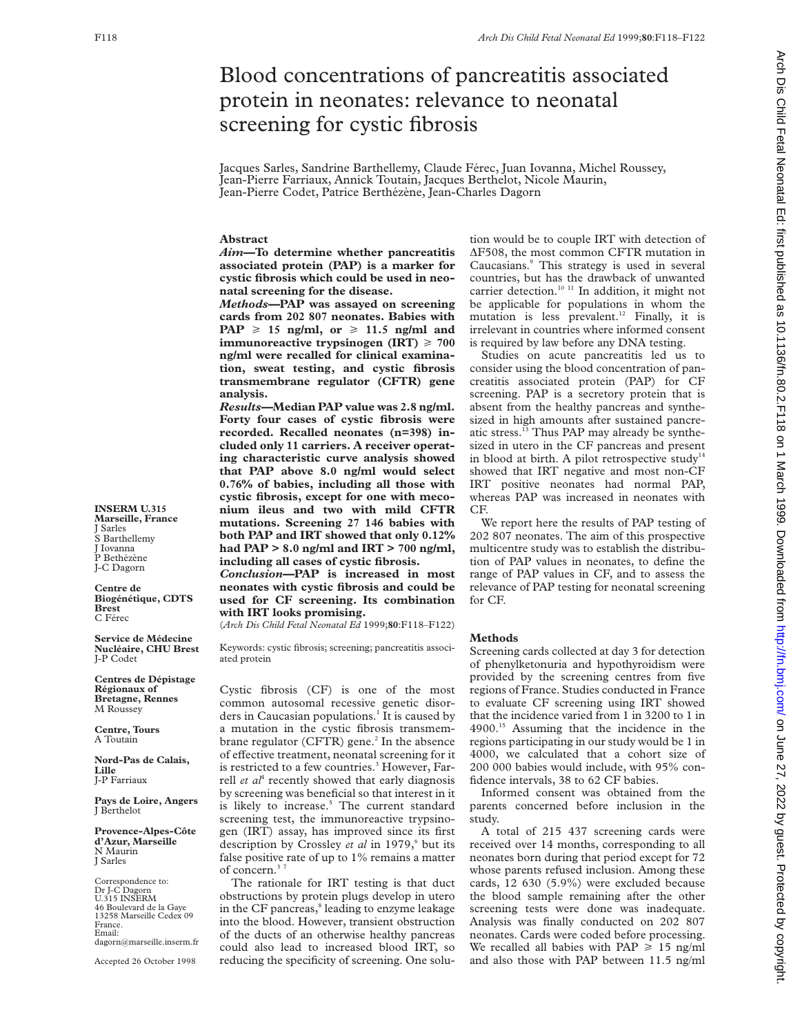# Blood concentrations of pancreatitis associated protein in neonates: relevance to neonatal screening for cystic fibrosis

Jacques Sarles, Sandrine Barthellemy, Claude Férec, Juan Iovanna, Michel Roussey, Jean-Pierre Farriaux, Annick Toutain, Jacques Berthelot, Nicole Maurin, Jean-Pierre Codet, Patrice Berthézène, Jean-Charles Dagorn

**INSERM U.315 Marseille, France**
J Sarles
S Barthellemy
J Iovanna
P Bethézène
J-C Dagorn

**Centre de Biogénétique, CDTS Brest**
C Férec

**Service de Médecine Nucléaire, CHU Brest**
J-P Codet

**Centres de Dépistage Régionaux of Bretagne, Rennes**
M Roussey

**Centre, Tours**
A Toutain

**Nord-Pas de Calais, Lille**
J-P Farriaux

**Pays de Loire, Angers**
J Berthelot

**Provence-Alpes-Côte d'Azur, Marseille**
N Maurin
J Sarles

Correspondence to: Dr J-C Dagorn U.315 INSERM 46 Boulevard de la Gaye 13258 Marseille Cedex 09 France. Email: dagorn@marseille.inserm.fr

Accepted 26 October 1998

## Abstract

***Aim*—To determine whether pancreatitis associated protein (PAP) is a marker for cystic fibrosis which could be used in neonatal screening for the disease.**

***Methods*—PAP was assayed on screening cards from 202 807 neonates. Babies with PAP ⩾ 15 ng/ml, or ⩾ 11.5 ng/ml and immunoreactive trypsinogen (IRT) ⩾ 700 ng/ml were recalled for clinical examination, sweat testing, and cystic fibrosis transmembrane regulator (CFTR) gene analysis.**

***Results*—Median PAP value was 2.8 ng/ml. Forty four cases of cystic fibrosis were recorded. Recalled neonates (n=398) included only 11 carriers. A receiver operating characteristic curve analysis showed that PAP above 8.0 ng/ml would select 0.76% of babies, including all those with cystic fibrosis, except for one with meconium ileus and two with mild CFTR mutations. Screening 27 146 babies with both PAP and IRT showed that only 0.12% had PAP > 8.0 ng/ml and IRT > 700 ng/ml, including all cases of cystic fibrosis.**

***Conclusion*—PAP is increased in most neonates with cystic fibrosis and could be used for CF screening. Its combination with IRT looks promising.**

(*Arch Dis Child Fetal Neonatal Ed* 1999;**80**:F118–F122)

Keywords: cystic fibrosis; screening; pancreatitis associated protein

Cystic fibrosis (CF) is one of the most common autosomal recessive genetic disorders in Caucasian populations.[1] It is caused by a mutation in the cystic fibrosis transmembrane regulator (CFTR) gene.[2] In the absence of effective treatment, neonatal screening for it is restricted to a few countries.[3] However, Farrell *et al*[4] recently showed that early diagnosis by screening was beneficial so that interest in it is likely to increase.[5] The current standard screening test, the immunoreactive trypsinogen (IRT) assay, has improved since its first description by Crossley *et al* in 1979,[6] but its false positive rate of up to 1% remains a matter of concern.[3,7]

The rationale for IRT testing is that duct obstructions by protein plugs develop in utero in the CF pancreas,[8] leading to enzyme leakage into the blood. However, transient obstruction of the ducts of an otherwise healthy pancreas could also lead to increased blood IRT, so reducing the specificity of screening. One solution would be to couple IRT with detection of ΔF508, the most common CFTR mutation in Caucasians.[9] This strategy is used in several countries, but has the drawback of unwanted carrier detection.[10,11] In addition, it might not be applicable for populations in whom the mutation is less prevalent.[12] Finally, it is irrelevant in countries where informed consent is required by law before any DNA testing.

Studies on acute pancreatitis led us to consider using the blood concentration of pancreatitis associated protein (PAP) for CF screening. PAP is a secretory protein that is absent from the healthy pancreas and synthesized in high amounts after sustained pancreatic stress.[13] Thus PAP may already be synthesized in utero in the CF pancreas and present in blood at birth. A pilot retrospective study[14] showed that IRT negative and most non-CF IRT positive neonates had normal PAP, whereas PAP was increased in neonates with CF.

We report here the results of PAP testing of 202 807 neonates. The aim of this prospective multicentre study was to establish the distribution of PAP values in neonates, to define the range of PAP values in CF, and to assess the relevance of PAP testing for neonatal screening for CF.

## Methods

Screening cards collected at day 3 for detection of phenylketonuria and hypothyroidism were provided by the screening centres from five regions of France. Studies conducted in France to evaluate CF screening using IRT showed that the incidence varied from 1 in 3200 to 1 in 4900.[15] Assuming that the incidence in the regions participating in our study would be 1 in 4000, we calculated that a cohort size of 200 000 babies would include, with 95% confidence intervals, 38 to 62 CF babies.

Informed consent was obtained from the parents concerned before inclusion in the study.

A total of 215 437 screening cards were received over 14 months, corresponding to all neonates born during that period except for 72 whose parents refused inclusion. Among these cards, 12 630 (5.9%) were excluded because the blood sample remaining after the other screening tests were done was inadequate. Analysis was finally conducted on 202 807 neonates. Cards were coded before processing. We recalled all babies with PAP ⩾ 15 ng/ml and also those with PAP between 11.5 ng/ml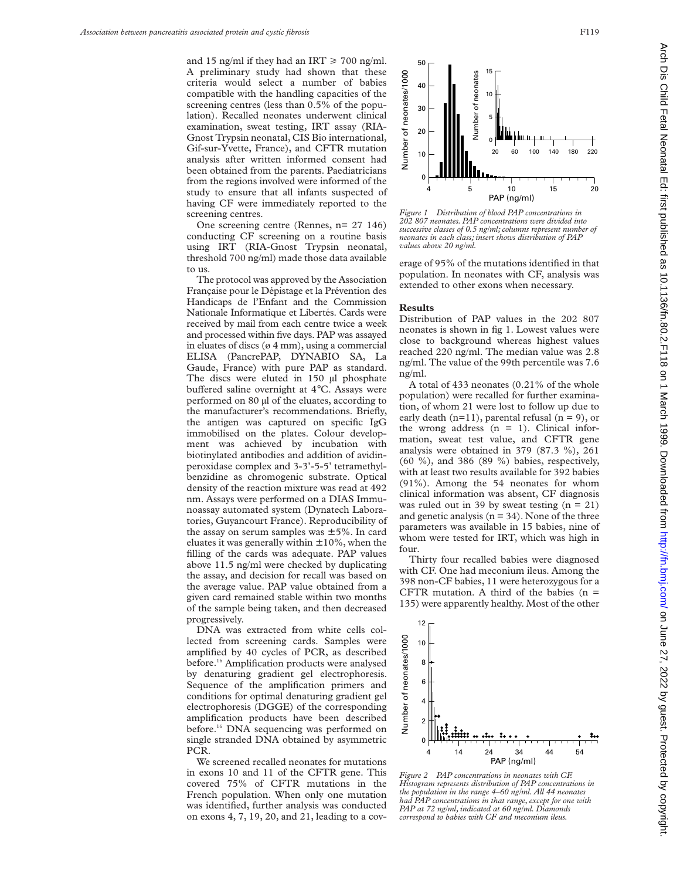and 15 ng/ml if they had an IRT ⩾ 700 ng/ml. A preliminary study had shown that these criteria would select a number of babies compatible with the handling capacities of the screening centres (less than 0.5% of the population). Recalled neonates underwent clinical examination, sweat testing, IRT assay (RIA-Gnost Trypsin neonatal, CIS Bio international, Gif-sur-Yvette, France), and CFTR mutation analysis after written informed consent had been obtained from the parents. Paediatricians from the regions involved were informed of the study to ensure that all infants suspected of having CF were immediately reported to the screening centres.

One screening centre (Rennes, n= 27 146) conducting CF screening on a routine basis using IRT (RIA-Gnost Trypsin neonatal, threshold 700 ng/ml) made those data available to us.

The protocol was approved by the Association Française pour le Dépistage et la Prévention des Handicaps de l'Enfant and the Commission Nationale Informatique et Libertés. Cards were received by mail from each centre twice a week and processed within five days. PAP was assayed in eluates of discs (ø 4 mm), using a commercial ELISA (PancrePAP, DYNABIO SA, La Gaude, France) with pure PAP as standard. The discs were eluted in 150 µl phosphate buffered saline overnight at 4°C. Assays were performed on 80 µl of the eluates, according to the manufacturer's recommendations. Briefly, the antigen was captured on specific IgG immobilised on the plates. Colour development was achieved by incubation with biotinylated antibodies and addition of avidin-peroxidase complex and 3-3'-5-5' tetramethylbenzidine as chromogenic substrate. Optical density of the reaction mixture was read at 492 nm. Assays were performed on a DIAS Immunoassay automated system (Dynatech Laboratories, Guyancourt France). Reproducibility of the assay on serum samples was ±5%. In card eluates it was generally within ±10%, when the filling of the cards was adequate. PAP values above 11.5 ng/ml were checked by duplicating the assay, and decision for recall was based on the average value. PAP value obtained from a given card remained stable within two months of the sample being taken, and then decreased progressively.

DNA was extracted from white cells collected from screening cards. Samples were amplified by 40 cycles of PCR, as described before.[16] Amplification products were analysed by denaturing gradient gel electrophoresis. Sequence of the amplification primers and conditions for optimal denaturing gradient gel electrophoresis (DGGE) of the corresponding amplification products have been described before.[16] DNA sequencing was performed on single stranded DNA obtained by asymmetric PCR.

We screened recalled neonates for mutations in exons 10 and 11 of the CFTR gene. This covered 75% of CFTR mutations in the French population. When only one mutation was identified, further analysis was conducted on exons 4, 7, 19, 20, and 21, leading to a coverage of 95% of the mutations identified in that population. In neonates with CF, analysis was extended to other exons when necessary.

*Figure 1 Distribution of blood PAP concentrations in 202 807 neonates. PAP concentrations were divided into successive classes of 0.5 ng/ml; columns represent number of neonates in each class; insert shows distribution of PAP values above 20 ng/ml.*

## Results

Distribution of PAP values in the 202 807 neonates is shown in fig 1. Lowest values were close to background whereas highest values reached 220 ng/ml. The median value was 2.8 ng/ml. The value of the 99th percentile was 7.6 ng/ml.

A total of 433 neonates (0.21% of the whole population) were recalled for further examination, of whom 21 were lost to follow up due to early death (n=11), parental refusal (n = 9), or the wrong address (n = 1). Clinical information, sweat test value, and CFTR gene analysis were obtained in 379 (87.3 %), 261 (60 %), and 386 (89 %) babies, respectively, with at least two results available for 392 babies (91%). Among the 54 neonates for whom clinical information was absent, CF diagnosis was ruled out in 39 by sweat testing (n = 21) and genetic analysis (n = 34). None of the three parameters was available in 15 babies, nine of whom were tested for IRT, which was high in four.

Thirty four recalled babies were diagnosed with CF. One had meconium ileus. Among the 398 non-CF babies, 11 were heterozygous for a CFTR mutation. A third of the babies (n = 135) were apparently healthy. Most of the other

*Figure 2 PAP concentrations in neonates with CF. Histogram represents distribution of PAP concentrations in the population in the range 4–60 ng/ml. All 44 neonates had PAP concentrations in that range, except for one with PAP at 72 ng/ml, indicated at 60 ng/ml. Diamonds correspond to babies with CF and meconium ileus.*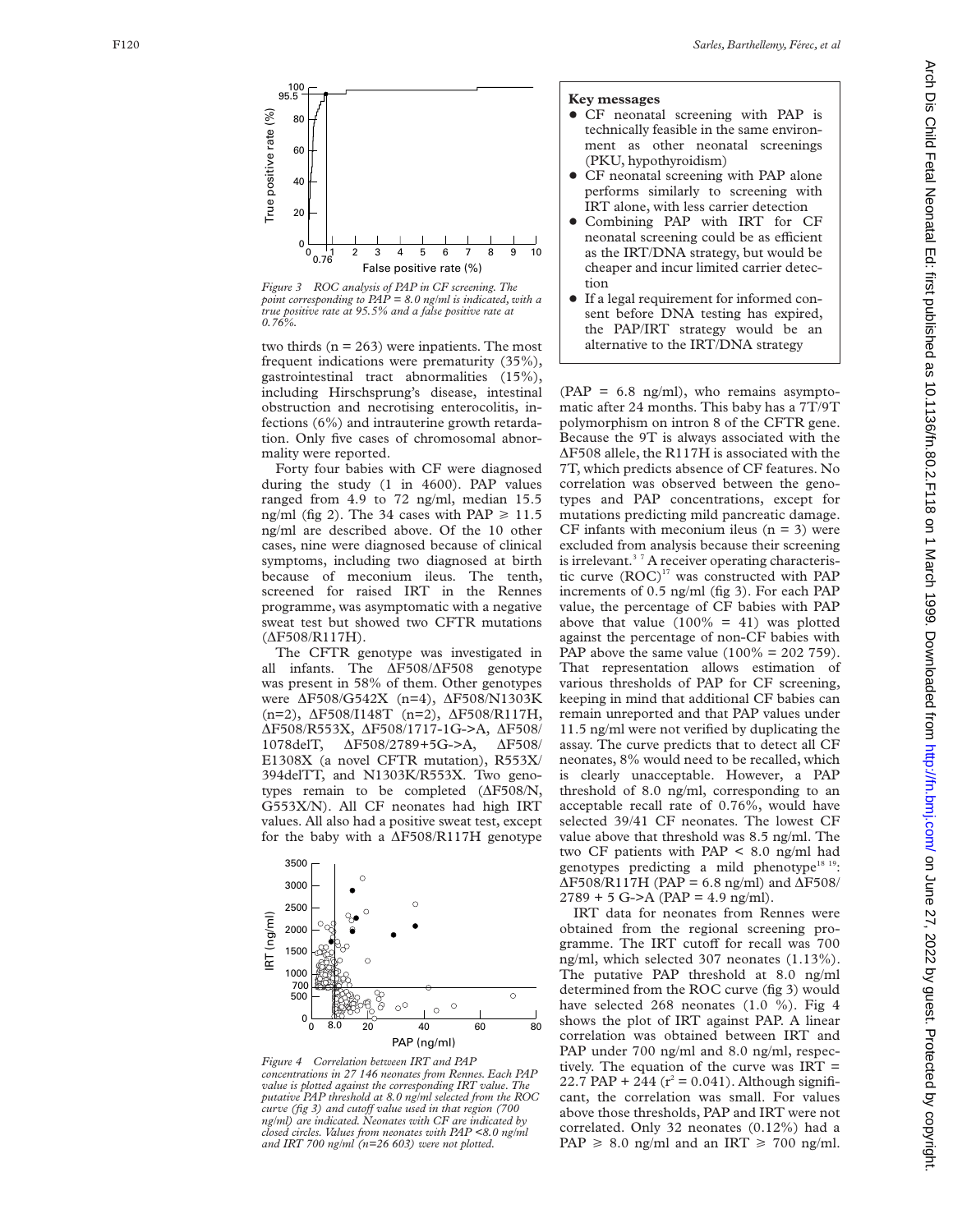Figure 3 ROC analysis of PAP in CF screening. The point corresponding to PAP = 8.0 ng/ml is indicated, with a true positive rate at 95.5% and a false positive rate at 0.76%.

two thirds (n = 263) were inpatients. The most frequent indications were prematurity (35%), gastrointestinal tract abnormalities (15%), including Hirschsprung's disease, intestinal obstruction and necrotising enterocolitis, infections (6%) and intrauterine growth retardation. Only five cases of chromosomal abnormality were reported.

Forty four babies with CF were diagnosed during the study (1 in 4600). PAP values ranged from 4.9 to 72 ng/ml, median 15.5 ng/ml (fig 2). The 34 cases with PAP ≥ 11.5 ng/ml are described above. Of the 10 other cases, nine were diagnosed because of clinical symptoms, including two diagnosed at birth because of meconium ileus. The tenth, screened for raised IRT in the Rennes programme, was asymptomatic with a negative sweat test but showed two CFTR mutations (ΔF508/R117H).

The CFTR genotype was investigated in all infants. The ΔF508/ΔF508 genotype was present in 58% of them. Other genotypes were ΔF508/G542X (n=4), ΔF508/N1303K (n=2), ΔF508/I148T (n=2), ΔF508/R117H, ΔF508/R553X, ΔF508/1717-1G->A, ΔF508/1078delT, ΔF508/2789+5G->A, ΔF508/E1308X (a novel CFTR mutation), R553X/394delTT, and N1303K/R553X. Two genotypes remain to be completed (ΔF508/N, G553X/N). All CF neonates had high IRT values. All also had a positive sweat test, except for the baby with a ΔF508/R117H genotype (PAP = 6.8 ng/ml), who remains asymptomatic after 24 months. This baby has a 7T/9T polymorphism on intron 8 of the CFTR gene. Because the 9T is always associated with the ΔF508 allele, the R117H is associated with the 7T, which predicts absence of CF features. No correlation was observed between the genotypes and PAP concentrations, except for mutations predicting mild pancreatic damage. CF infants with meconium ileus (n = 3) were excluded from analysis because their screening is irrelevant.[3 7] A receiver operating characteristic curve (ROC)[17] was constructed with PAP increments of 0.5 ng/ml (fig 3). For each PAP value, the percentage of CF babies with PAP above that value (100% = 41) was plotted against the percentage of non-CF babies with PAP above the same value (100% = 202 759). That representation allows estimation of various thresholds of PAP for CF screening, keeping in mind that additional CF babies can remain unreported and that PAP values under 11.5 ng/ml were not verified by duplicating the assay. The curve predicts that to detect all CF neonates, 8% would need to be recalled, which is clearly unacceptable. However, a PAP threshold of 8.0 ng/ml, corresponding to an acceptable recall rate of 0.76%, would have selected 39/41 CF neonates. The lowest CF value above that threshold was 8.5 ng/ml. The two CF patients with PAP < 8.0 ng/ml had genotypes predicting a mild phenotype[18 19]: ΔF508/R117H (PAP = 6.8 ng/ml) and ΔF508/2789 + 5 G->A (PAP = 4.9 ng/ml).

IRT data for neonates from Rennes were obtained from the regional screening programme. The IRT cutoff for recall was 700 ng/ml, which selected 307 neonates (1.13%). The putative PAP threshold at 8.0 ng/ml determined from the ROC curve (fig 3) would have selected 268 neonates (1.0 %). Fig 4 shows the plot of IRT against PAP. A linear correlation was obtained between IRT and PAP under 700 ng/ml and 8.0 ng/ml, respectively. The equation of the curve was IRT = 22.7 PAP + 244 ($r^2$ = 0.041). Although significant, the correlation was small. For values above those thresholds, PAP and IRT were not correlated. Only 32 neonates (0.12%) had a PAP ≥ 8.0 ng/ml and an IRT ≥ 700 ng/ml.

Figure 4 Correlation between IRT and PAP concentrations in 27 146 neonates from Rennes. Each PAP value is plotted against the corresponding IRT value. The putative PAP threshold at 8.0 ng/ml selected from the ROC curve (fig 3) and cutoff value used in that region (700 ng/ml) are indicated. Neonates with CF are indicated by closed circles. Values from neonates with PAP <8.0 ng/ml and IRT 700 ng/ml (n=26 603) were not plotted.

**Key messages**

- CF neonatal screening with PAP is technically feasible in the same environment as other neonatal screenings (PKU, hypothyroidism)
- CF neonatal screening with PAP alone performs similarly to screening with IRT alone, with less carrier detection
- Combining PAP with IRT for CF neonatal screening could be as efficient as the IRT/DNA strategy, but would be cheaper and incur limited carrier detection
- If a legal requirement for informed consent before DNA testing has expired, the PAP/IRT strategy would be an alternative to the IRT/DNA strategy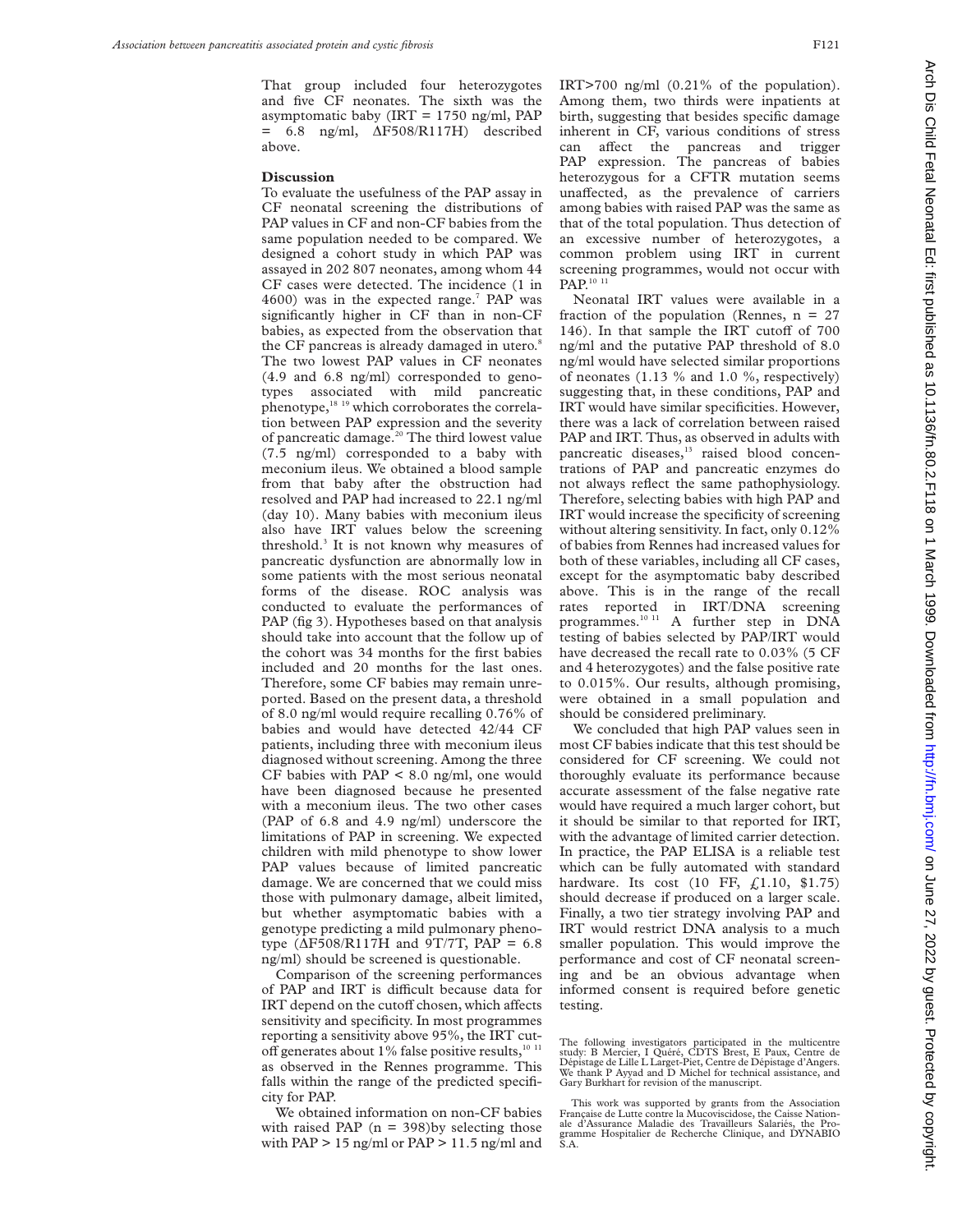That group included four heterozygotes and five CF neonates. The sixth was the asymptomatic baby (IRT = 1750 ng/ml, PAP = 6.8 ng/ml, ΔF508/R117H) described above.

## Discussion

To evaluate the usefulness of the PAP assay in CF neonatal screening the distributions of PAP values in CF and non-CF babies from the same population needed to be compared. We designed a cohort study in which PAP was assayed in 202 807 neonates, among whom 44 CF cases were detected. The incidence (1 in 4600) was in the expected range.[7] PAP was significantly higher in CF than in non-CF babies, as expected from the observation that the CF pancreas is already damaged in utero.[8] The two lowest PAP values in CF neonates (4.9 and 6.8 ng/ml) corresponded to genotypes associated with mild pancreatic phenotype,[18 19] which corroborates the correlation between PAP expression and the severity of pancreatic damage.[20] The third lowest value (7.5 ng/ml) corresponded to a baby with meconium ileus. We obtained a blood sample from that baby after the obstruction had resolved and PAP had increased to 22.1 ng/ml (day 10). Many babies with meconium ileus also have IRT values below the screening threshold.[3] It is not known why measures of pancreatic dysfunction are abnormally low in some patients with the most serious neonatal forms of the disease. ROC analysis was conducted to evaluate the performances of PAP (fig 3). Hypotheses based on that analysis should take into account that the follow up of the cohort was 34 months for the first babies included and 20 months for the last ones. Therefore, some CF babies may remain unreported. Based on the present data, a threshold of 8.0 ng/ml would require recalling 0.76% of babies and would have detected 42/44 CF patients, including three with meconium ileus diagnosed without screening. Among the three CF babies with PAP < 8.0 ng/ml, one would have been diagnosed because he presented with a meconium ileus. The two other cases (PAP of 6.8 and 4.9 ng/ml) underscore the limitations of PAP in screening. We expected children with mild phenotype to show lower PAP values because of limited pancreatic damage. We are concerned that we could miss those with pulmonary damage, albeit limited, but whether asymptomatic babies with a genotype predicting a mild pulmonary phenotype (ΔF508/R117H and 9T/7T, PAP = 6.8 ng/ml) should be screened is questionable.

Comparison of the screening performances of PAP and IRT is difficult because data for IRT depend on the cutoff chosen, which affects sensitivity and specificity. In most programmes reporting a sensitivity above 95%, the IRT cutoff generates about 1% false positive results,[10 11] as observed in the Rennes programme. This falls within the range of the predicted specificity for PAP.

We obtained information on non-CF babies with raised PAP (n = 398) by selecting those with PAP > 15 ng/ml or PAP > 11.5 ng/ml and IRT>700 ng/ml (0.21% of the population). Among them, two thirds were inpatients at birth, suggesting that besides specific damage inherent in CF, various conditions of stress can affect the pancreas and trigger PAP expression. The pancreas of babies heterozygous for a CFTR mutation seems unaffected, as the prevalence of carriers among babies with raised PAP was the same as that of the total population. Thus detection of an excessive number of heterozygotes, a common problem using IRT in current screening programmes, would not occur with PAP.[10 11]

Neonatal IRT values were available in a fraction of the population (Rennes, n = 27 146). In that sample the IRT cutoff of 700 ng/ml and the putative PAP threshold of 8.0 ng/ml would have selected similar proportions of neonates (1.13 % and 1.0 %, respectively) suggesting that, in these conditions, PAP and IRT would have similar specificities. However, there was a lack of correlation between raised PAP and IRT. Thus, as observed in adults with pancreatic diseases,[13] raised blood concentrations of PAP and pancreatic enzymes do not always reflect the same pathophysiology. Therefore, selecting babies with high PAP and IRT would increase the specificity of screening without altering sensitivity. In fact, only 0.12% of babies from Rennes had increased values for both of these variables, including all CF cases, except for the asymptomatic baby described above. This is in the range of the recall rates reported in IRT/DNA screening programmes.[10 11] A further step in DNA testing of babies selected by PAP/IRT would have decreased the recall rate to 0.03% (5 CF and 4 heterozygotes) and the false positive rate to 0.015%. Our results, although promising, were obtained in a small population and should be considered preliminary.

We concluded that high PAP values seen in most CF babies indicate that this test should be considered for CF screening. We could not thoroughly evaluate its performance because accurate assessment of the false negative rate would have required a much larger cohort, but it should be similar to that reported for IRT, with the advantage of limited carrier detection. In practice, the PAP ELISA is a reliable test which can be fully automated with standard hardware. Its cost (10 FF, £1.10, $1.75) should decrease if produced on a larger scale. Finally, a two tier strategy involving PAP and IRT would restrict DNA analysis to a much smaller population. This would improve the performance and cost of CF neonatal screening and be an obvious advantage when informed consent is required before genetic testing.

The following investigators participated in the multicentre study: B Mercier, I Quéré, CDTS Brest, E Paux, Centre de Dépistage de Lille L Larget-Piet, Centre de Dépistage d'Angers. We thank P Ayyad and D Michel for technical assistance, and Gary Burkhart for revision of the manuscript.

This work was supported by grants from the Association Française de Lutte contre la Mucoviscidose, the Caisse Nationale d'Assurance Maladie des Travailleurs Salariés, the Programme Hospitalier de Recherche Clinique, and DYNABIO S.A.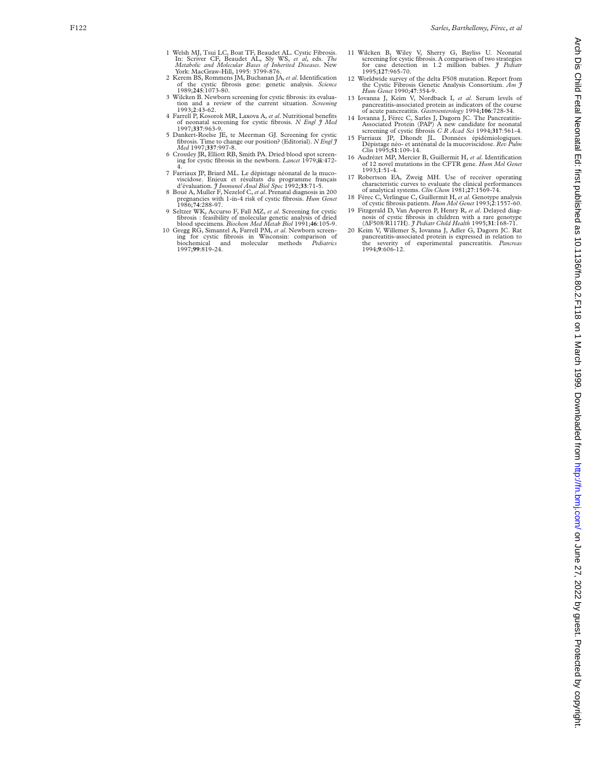1 Welsh MJ, Tsui LC, Boat TF, Beaudet AL. Cystic Fibrosis. In: Scriver CF, Beaudet AL, Sly WS, *et al*, eds. *The Metabolic and Molecular Bases of Inherited Diseases*. New York: MacGraw-Hill, 1995: 3799-876.

2 Kerem BS, Rommens JM, Buchanan JA, *et al*. Identification of the cystic fibrosis gene: genetic analysis. *Science* 1989;**245**:1073-80.

3 Wilcken B. Newborn screening for cystic fibrosis: its evaluation and a review of the current situation. *Screening* 1993;**2**:43-62.

4 Farrell P, Kosorok MR, Laxova A, *et al*. Nutritional benefits of neonatal screening for cystic fibrosis. *N Engl J Med* 1997;**337**:963-9.

5 Dankert-Roelse JE, te Meerman GJ. Screening for cystic fibrosis. Time to change our position? (Editorial). *N Engl J Med* 1997;**337**:997-8.

6 Crossley JR, Elliott RB, Smith PA. Dried blood spot screening for cystic fibrosis in the newborn. *Lancet* 1979;**ii**:472-4.

7 Farriaux JP, Briard ML. Le dépistage néonatal de la mucoviscidose. Enjeux et résultats du programme français d'évaluation. *J Immunol Anal Biol Spec* 1992;**33**:71-5.

8 Boué A, Muller F, Nezelof C, *et al*. Prenatal diagnosis in 200 pregnancies with 1-in-4 risk of cystic fibrosis. *Hum Genet* 1986;**74**:288-97.

9 Seltzer WK, Accurso F, Fall MZ, *et al*. Screening for cystic fibrosis : feasibility of molecular genetic analysis of dried blood specimens. *Biochem Med Metab Biol* 1991;**46**:105-9.

10 Gregg RG, Simantel A, Farrell PM, *et al*. Newborn screening for cystic fibrosis in Wisconsin: comparison of biochemical and molecular methods *Pediatrics* 1997;**99**:819-24.

11 Wilcken B, Wiley V, Sherry G, Bayliss U. Neonatal screening for cystic fibrosis. A comparison of two strategies for case detection in 1.2 million babies. *J Pediatr* 1995;**127**:965-70.

12 Worldwide survey of the delta F508 mutation. Report from the Cystic Fibrosis Genetic Analysis Consortium. *Am J Hum Genet* 1990;**47**:354-9.

13 Iovanna J, Keim V, Nordback I, *et al*. Serum levels of pancreatitis-associated protein as indicators of the course of acute pancreatitis. *Gastroenterology* 1994;**106**:728-34.

14 Iovanna J, Férec C, Sarles J, Dagorn JC. The Pancreatitis-Associated Protein (PAP) A new candidate for neonatal screening of cystic fibrosis *C R Acad Sci* 1994;**317**:561-4.

15 Farriaux JP, Dhondt JL. Données épidémiologiques. Dépistage néo- et anténatal de la mucoviscidose. *Rev Pulm Clin* 1995;**51**:109-14.

16 Audrézet MP, Mercier B, Guillermit H, *et al*. Identification of 12 novel mutations in the CFTR gene. *Hum Mol Genet* 1993;**1**:51-4.

17 Robertson EA, Zweig MH. Use of receiver operating characteristic curves to evaluate the clinical performances of analytical systems. *Clin Chem* 1981;**27**:1569-74.

18 Férec C, Verlingue C, Guillermit H, *et al*. Genotype analysis of cystic fibrosis patients. *Hum Mol Genet* 1993;**2**:1557-60.

19 Fitzgerald D, Van Asperen P, Henry R, *et al*. Delayed diagnosis of cystic fibrosis in children with a rare genotype (ΔF508/R117H). *J Pediatr Child Health* 1995;**31**:168-71.

20 Keim V, Willemer S, Iovanna J, Adler G, Dagorn JC. Rat pancreatitis-associated protein is expressed in relation to the severity of experimental pancreatitis. *Pancreas* 1994;**9**:606-12.